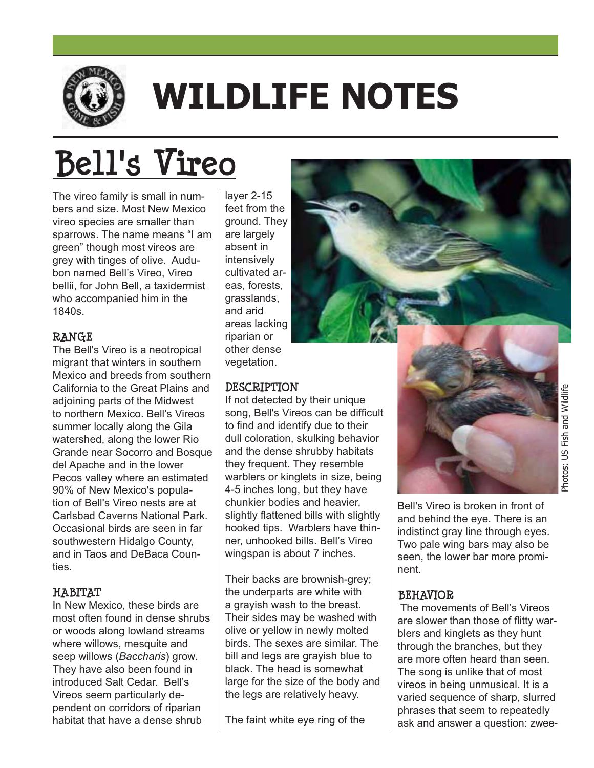# WILDLIFE NOTES

## Bell's Vireo

The vireo family is small in numbers and size. Most New Mexico vireo species are smaller than sparrows. The name means "I am green" though most vireos are grey with tinges of olive. Audubon named Bell's Vireo, Vireo bellii, for John Bell, a taxidermist who accompanied him in the 1840s.

### RANGE

The Bell's Vireo is a neotropical migrant that winters in southern Mexico and breeds from southern California to the Great Plains and adjoining parts of the Midwest to northern Mexico. Bell's Vireos summer locally along the Gila watershed, along the lower Rio Grande near Socorro and Bosque del Apache and in the lower Pecos valley where an estimated 90% of New Mexico's population of Bell's Vireo nests are at Carlsbad Caverns National Park. Occasional birds are seen in far southwestern Hidalgo County, and in Taos and DeBaca Counties.

### HABITAT

In New Mexico, these birds are most often found in dense shrubs or woods along lowland streams where willows, mesquite and seep willows (*Baccharis*) grow. They have also been found in introduced Salt Cedar. Bell's Vireos seem particularly dependent on corridors of riparian habitat that have a dense shrub layer 2-15 feet from the ground. They are largely absent in intensively cultivated areas, forests, grasslands, and arid areas lacking riparian or other dense vegetation.

### DESCRIPTION

If not detected by their unique song, Bell's Vireos can be difficult to find and identify due to their dull coloration, skulking behavior and the dense shrubby habitats they frequent. They resemble warblers or kinglets in size, being 4-5 inches long, but they have chunkier bodies and heavier, slightly flattened bills with slightly hooked tips. Warblers have thinner, unhooked bills. Bell's Vireo wingspan is about 7 inches.

Their backs are brownish-grey; the underparts are white with a grayish wash to the breast. Their sides may be washed with olive or yellow in newly molted birds. The sexes are similar. The bill and legs are grayish blue to black. The head is somewhat large for the size of the body and the legs are relatively heavy.

The faint white eye ring of the Bell's Vireo is broken in front of and behind the eye. There is an indistinct gray line through eyes. Two pale wing bars may also be seen, the lower bar more prominent.

Photos: US Fish and Wildlife

### BEHAVIOR

The movements of Bell's Vireos are slower than those of flitty warblers and kinglets as they hunt through the branches, but they are more often heard than seen. The song is unlike that of most vireos in being unmusical. It is a varied sequence of sharp, slurred phrases that seem to repeatedly ask and answer a question: zwee-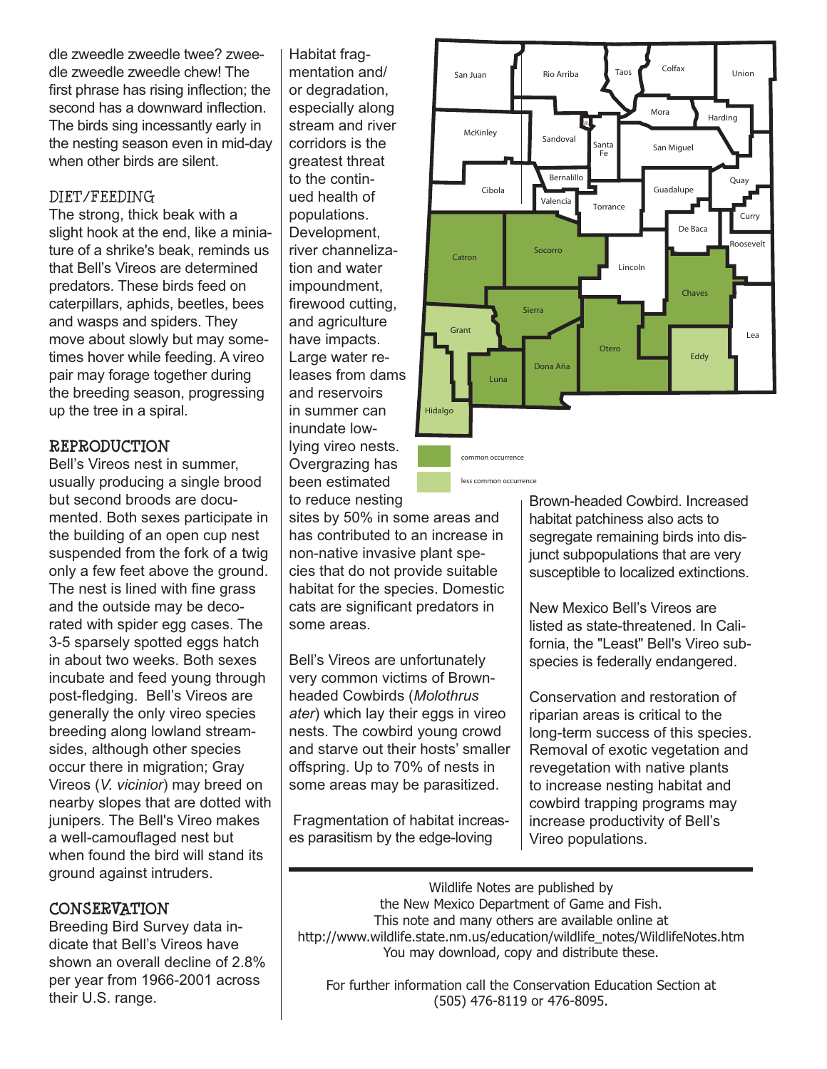dle zweedle zweedle twee? zweedle zweedle zweedle chew! The first phrase has rising inflection; the second has a downward inflection. The birds sing incessantly early in the nesting season even in mid-day when other birds are silent.

## DIET/FEEDING

The strong, thick beak with a slight hook at the end, like a miniature of a shrike's beak, reminds us that Bell's Vireos are determined predators. These birds feed on caterpillars, aphids, beetles, bees and wasps and spiders. They move about slowly but may sometimes hover while feeding. A vireo pair may forage together during the breeding season, progressing up the tree in a spiral.

## REPRODUCTION

Bell's Vireos nest in summer, usually producing a single brood but second broods are documented. Both sexes participate in the building of an open cup nest suspended from the fork of a twig only a few feet above the ground. The nest is lined with fine grass and the outside may be decorated with spider egg cases. The 3-5 sparsely spotted eggs hatch in about two weeks. Both sexes incubate and feed young through post-fledging. Bell's Vireos are generally the only vireo species breeding along lowland streamsides, although other species occur there in migration; Gray Vireos (*V. vicinior*) may breed on nearby slopes that are dotted with junipers. The Bell's Vireo makes a well-camouflaged nest but when found the bird will stand its ground against intruders.

## CONSERVATION

Breeding Bird Survey data indicate that Bell's Vireos have shown an overall decline of 2.8% per year from 1966-2001 across their U.S. range.

Habitat fragmentation and/or degradation, especially along stream and river corridors is the greatest threat to the continued health of populations. Development, river channelization and water impoundment, firewood cutting, and agriculture have impacts. Large water releases from dams and reservoirs in summer can inundate low-lying vireo nests. Overgrazing has been estimated to reduce nesting sites by 50% in some areas and has contributed to an increase in non-native invasive plant species that do not provide suitable habitat for the species. Domestic cats are significant predators in some areas.

Bell's Vireos are unfortunately very common victims of Brown-headed Cowbirds (*Molothrus ater*) which lay their eggs in vireo nests. The cowbird young crowd and starve out their hosts' smaller offspring. Up to 70% of nests in some areas may be parasitized.

Fragmentation of habitat increases parasitism by the edge-loving Brown-headed Cowbird. Increased habitat patchiness also acts to segregate remaining birds into disjunct subpopulations that are very susceptible to localized extinctions.

New Mexico Bell's Vireos are listed as state-threatened. In California, the "Least" Bell's Vireo subspecies is federally endangered.

Conservation and restoration of riparian areas is critical to the long-term success of this species. Removal of exotic vegetation and revegetation with native plants to increase nesting habitat and cowbird trapping programs may increase productivity of Bell's Vireo populations.

San Juan
Rio Arriba
Taos
Colfax
Union
McKinley
Sandoval
Santa Fe
Mora
Harding
San Miguel
Cibola
Bernalillo
Valencia
Torrance
Guadalupe
Quay
Curry
De Baca
Roosevelt
Catron
Socorro
Lincoln
Chaves
Sierra
Grant
Lea
Otero
Eddy
Dona Aña
Luna
Hidalgo

common occurrence

less common occurrence

---

Wildlife Notes are published by
the New Mexico Department of Game and Fish.
This note and many others are available online at
http://www.wildlife.state.nm.us/education/wildlife_notes/WildlifeNotes.htm
You may download, copy and distribute these.

For further information call the Conservation Education Section at
(505) 476-8119 or 476-8095.